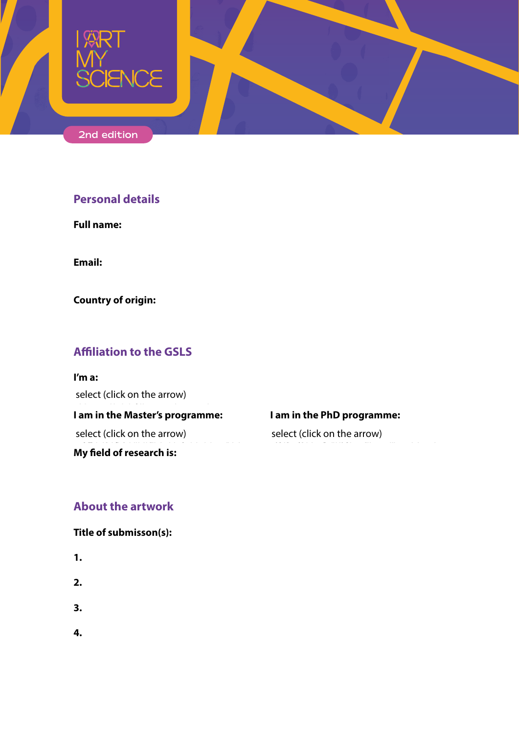# I ART MY SCIENCE

2nd edition

## Personal details

**Full name:**

**Email:**

**Country of origin:**

## Affiliation to the GSLS

**I'm a:**

select (click on the arrow)

**I am in the Master's programme:**

select (click on the arrow)

**I am in the PhD programme:**

select (click on the arrow)

**My field of research is:**

## About the artwork

**Title of submisson(s):**

**1.**

**2.**

**3.**

**4.**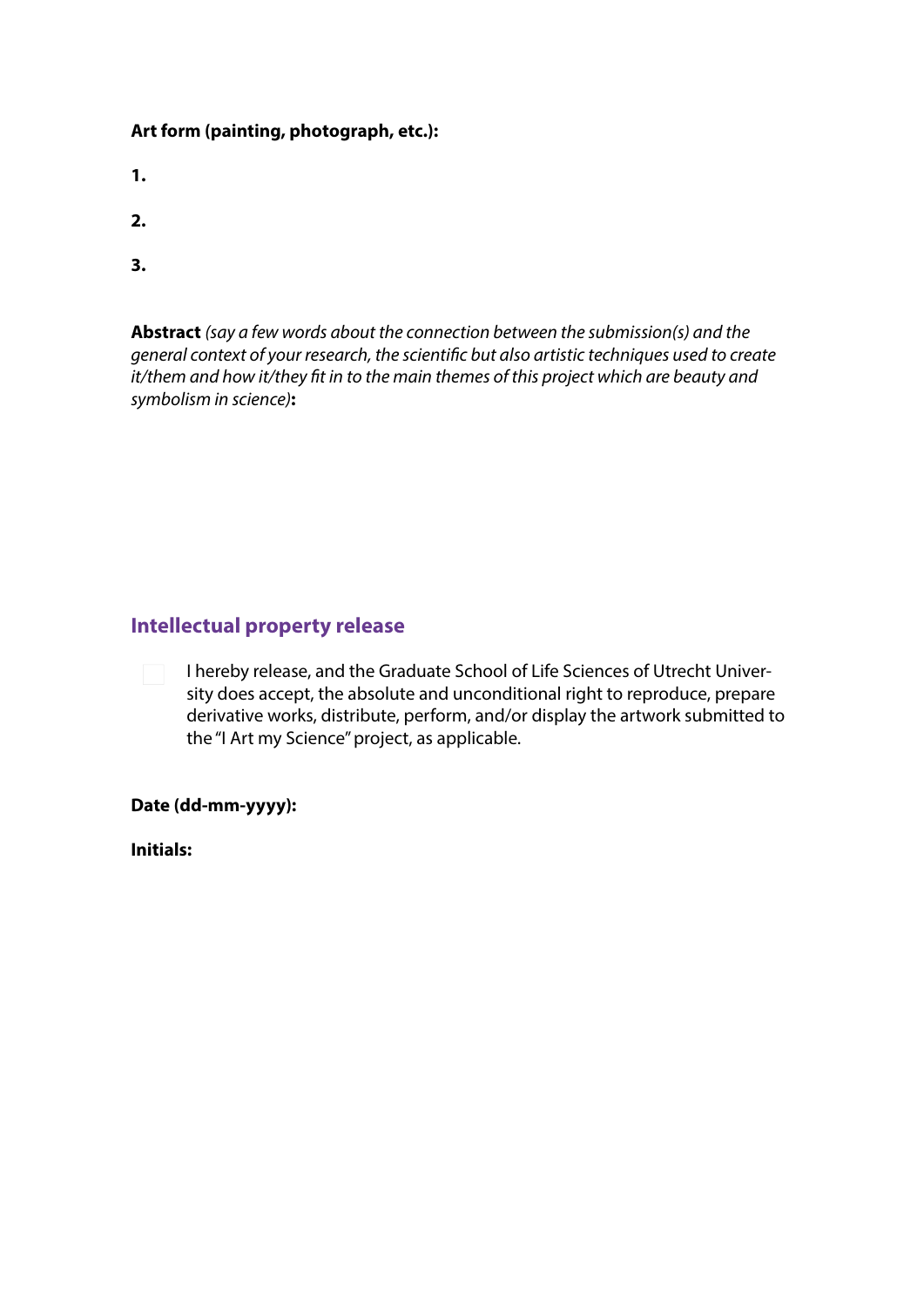**Art form (painting, photograph, etc.):**

**1.**

**2.**

**3.**

**Abstract** *(say a few words about the connection between the submission(s) and the general context of your research, the scientific but also artistic techniques used to create it/them and how it/they fit in to the main themes of this project which are beauty and symbolism in science)***:**

## Intellectual property release

- [ ] I hereby release, and the Graduate School of Life Sciences of Utrecht University does accept, the absolute and unconditional right to reproduce, prepare derivative works, distribute, perform, and/or display the artwork submitted to the "I Art my Science" project, as applicable.

**Date (dd-mm-yyyy):**

**Initials:**